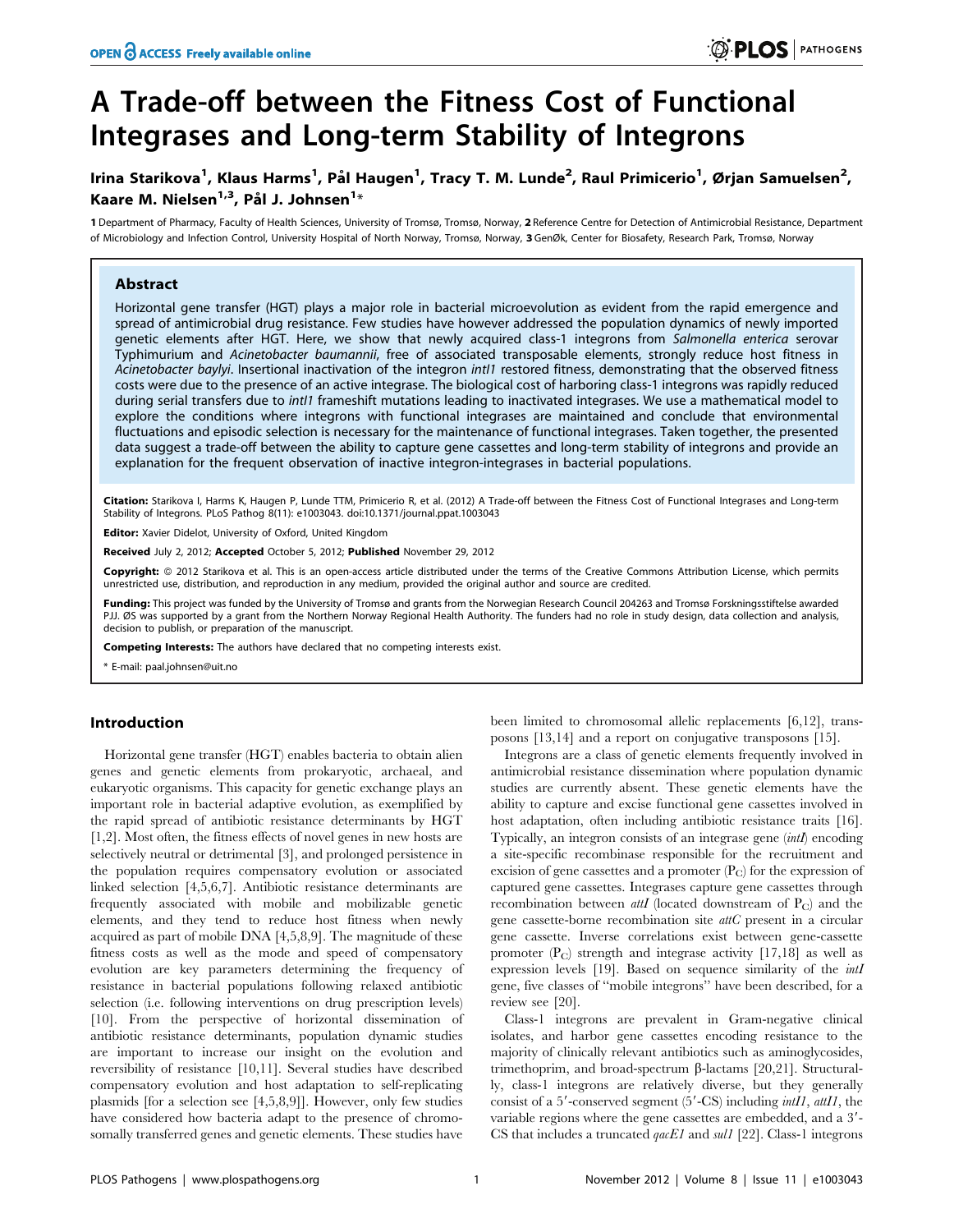# A Trade-off between the Fitness Cost of Functional Integrases and Long-term Stability of Integrons

**Irina Starikova[1], Klaus Harms[1], Pål Haugen[1], Tracy T. M. Lunde[2], Raul Primicerio[1], Ørjan Samuelsen[2], Kaare M. Nielsen[1,3], Pål J. Johnsen[1]***

1 Department of Pharmacy, Faculty of Health Sciences, University of Tromsø, Tromsø, Norway, 2 Reference Centre for Detection of Antimicrobial Resistance, Department of Microbiology and Infection Control, University Hospital of North Norway, Tromsø, Norway, 3 GenØk, Center for Biosafety, Research Park, Tromsø, Norway

## Abstract

Horizontal gene transfer (HGT) plays a major role in bacterial microevolution as evident from the rapid emergence and spread of antimicrobial drug resistance. Few studies have however addressed the population dynamics of newly imported genetic elements after HGT. Here, we show that newly acquired class-1 integrons from *Salmonella enterica* serovar Typhimurium and *Acinetobacter baumannii*, free of associated transposable elements, strongly reduce host fitness in *Acinetobacter baylyi*. Insertional inactivation of the integron *intI1* restored fitness, demonstrating that the observed fitness costs were due to the presence of an active integrase. The biological cost of harboring class-1 integrons was rapidly reduced during serial transfers due to *intI1* frameshift mutations leading to inactivated integrases. We use a mathematical model to explore the conditions where integrons with functional integrases are maintained and conclude that environmental fluctuations and episodic selection is necessary for the maintenance of functional integrases. Taken together, the presented data suggest a trade-off between the ability to capture gene cassettes and long-term stability of integrons and provide an explanation for the frequent observation of inactive integron-integrases in bacterial populations.

**Citation:** Starikova I, Harms K, Haugen P, Lunde TTM, Primicerio R, et al. (2012) A Trade-off between the Fitness Cost of Functional Integrases and Long-term Stability of Integrons. PLoS Pathog 8(11): e1003043. doi:10.1371/journal.ppat.1003043

**Editor:** Xavier Didelot, University of Oxford, United Kingdom

**Received** July 2, 2012; **Accepted** October 5, 2012; **Published** November 29, 2012

**Copyright:** © 2012 Starikova et al. This is an open-access article distributed under the terms of the Creative Commons Attribution License, which permits unrestricted use, distribution, and reproduction in any medium, provided the original author and source are credited.

**Funding:** This project was funded by the University of Tromsø and grants from the Norwegian Research Council 204263 and Tromsø Forskningsstiftelse awarded PJJ. ØS was supported by a grant from the Northern Norway Regional Health Authority. The funders had no role in study design, data collection and analysis, decision to publish, or preparation of the manuscript.

**Competing Interests:** The authors have declared that no competing interests exist.

* E-mail: paal.johnsen@uit.no

## Introduction

Horizontal gene transfer (HGT) enables bacteria to obtain alien genes and genetic elements from prokaryotic, archaeal, and eukaryotic organisms. This capacity for genetic exchange plays an important role in bacterial adaptive evolution, as exemplified by the rapid spread of antibiotic resistance determinants by HGT [1,2]. Most often, the fitness effects of novel genes in new hosts are selectively neutral or detrimental [3], and prolonged persistence in the population requires compensatory evolution or associated linked selection [4,5,6,7]. Antibiotic resistance determinants are frequently associated with mobile and mobilizable genetic elements, and they tend to reduce host fitness when newly acquired as part of mobile DNA [4,5,8,9]. The magnitude of these fitness costs as well as the mode and speed of compensatory evolution are key parameters determining the frequency of resistance in bacterial populations following relaxed antibiotic selection (i.e. following interventions on drug prescription levels) [10]. From the perspective of horizontal dissemination of antibiotic resistance determinants, population dynamic studies are important to increase our insight on the evolution and reversibility of resistance [10,11]. Several studies have described compensatory evolution and host adaptation to self-replicating plasmids [for a selection see [4,5,8,9]]. However, only few studies have considered how bacteria adapt to the presence of chromosomally transferred genes and genetic elements. These studies have been limited to chromosomal allelic replacements [6,12], transposons [13,14] and a report on conjugative transposons [15].

Integrons are a class of genetic elements frequently involved in antimicrobial resistance dissemination where population dynamic studies are currently absent. These genetic elements have the ability to capture and excise functional gene cassettes involved in host adaptation, often including antibiotic resistance traits [16]. Typically, an integron consists of an integrase gene (*intI*) encoding a site-specific recombinase responsible for the recruitment and excision of gene cassettes and a promoter ($P_C$) for the expression of captured gene cassettes. Integrases capture gene cassettes through recombination between *attI* (located downstream of $P_C$) and the gene cassette-borne recombination site *attC* present in a circular gene cassette. Inverse correlations exist between gene-cassette promoter ($P_C$) strength and integrase activity [17,18] as well as expression levels [19]. Based on sequence similarity of the *intI* gene, five classes of "mobile integrons" have been described, for a review see [20].

Class-1 integrons are prevalent in Gram-negative clinical isolates, and harbor gene cassettes encoding resistance to the majority of clinically relevant antibiotics such as aminoglycosides, trimethoprim, and broad-spectrum β-lactams [20,21]. Structurally, class-1 integrons are relatively diverse, but they generally consist of a 5′-conserved segment (5′-CS) including *intI1*, *attI1*, the variable regions where the gene cassettes are embedded, and a 3′-CS that includes a truncated *qacE1* and *sul1* [22]. Class-1 integrons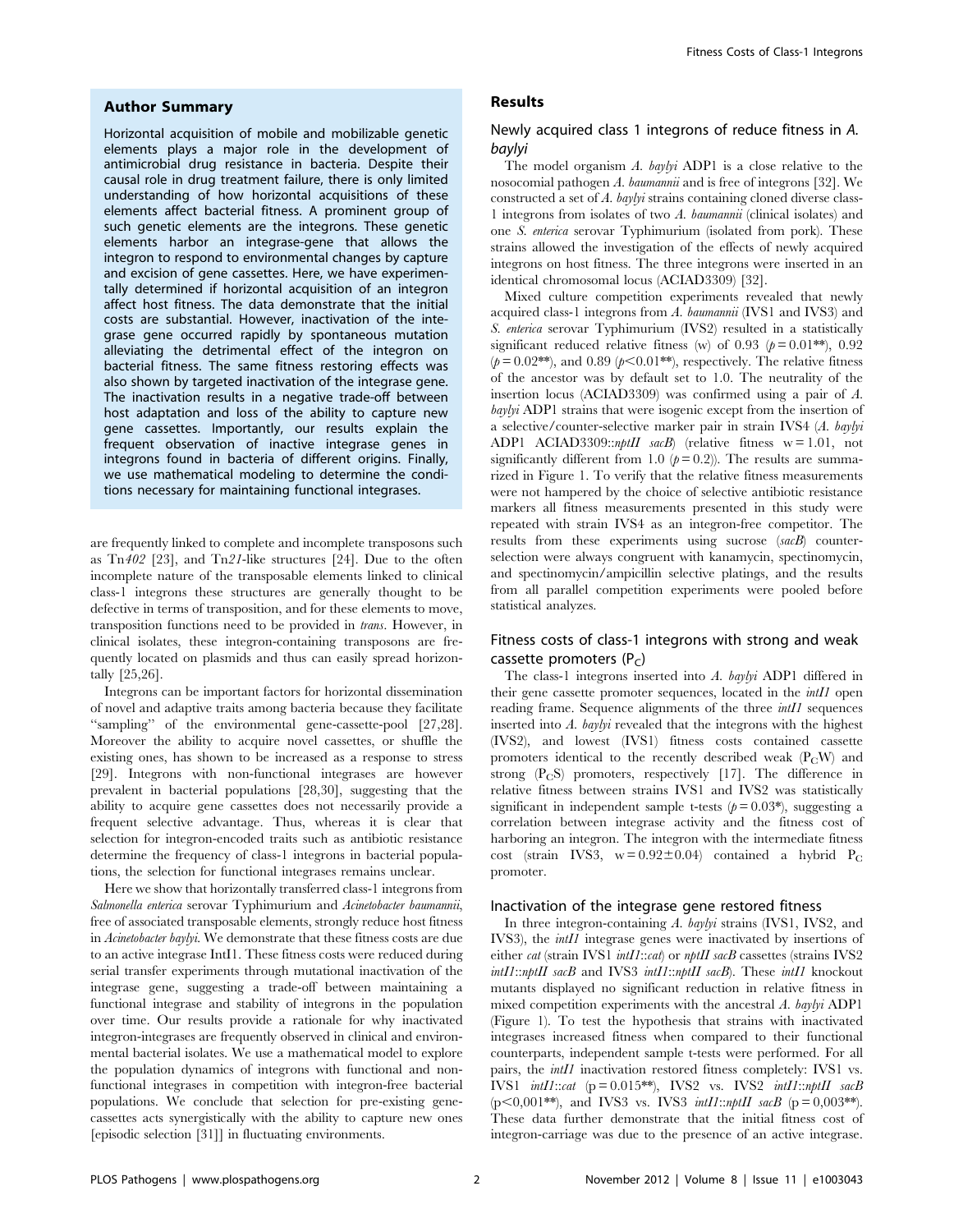## Author Summary

Horizontal acquisition of mobile and mobilizable genetic elements plays a major role in the development of antimicrobial drug resistance in bacteria. Despite their causal role in drug treatment failure, there is only limited understanding of how horizontal acquisitions of these elements affect bacterial fitness. A prominent group of such genetic elements are the integrons. These genetic elements harbor an integrase-gene that allows the integron to respond to environmental changes by capture and excision of gene cassettes. Here, we have experimentally determined if horizontal acquisition of an integron affect host fitness. The data demonstrate that the initial costs are substantial. However, inactivation of the integrase gene occurred rapidly by spontaneous mutation alleviating the detrimental effect of the integron on bacterial fitness. The same fitness restoring effects was also shown by targeted inactivation of the integrase gene. The inactivation results in a negative trade-off between host adaptation and loss of the ability to capture new gene cassettes. Importantly, our results explain the frequent observation of inactive integrase genes in integrons found in bacteria of different origins. Finally, we use mathematical modeling to determine the conditions necessary for maintaining functional integrases.

are frequently linked to complete and incomplete transposons such as Tn*402* [23], and Tn*21*-like structures [24]. Due to the often incomplete nature of the transposable elements linked to clinical class-1 integrons these structures are generally thought to be defective in terms of transposition, and for these elements to move, transposition functions need to be provided in *trans*. However, in clinical isolates, these integron-containing transposons are frequently located on plasmids and thus can easily spread horizontally [25,26].

Integrons can be important factors for horizontal dissemination of novel and adaptive traits among bacteria because they facilitate "sampling" of the environmental gene-cassette-pool [27,28]. Moreover the ability to acquire novel cassettes, or shuffle the existing ones, has shown to be increased as a response to stress [29]. Integrons with non-functional integrases are however prevalent in bacterial populations [28,30], suggesting that the ability to acquire gene cassettes does not necessarily provide a frequent selective advantage. Thus, whereas it is clear that selection for integron-encoded traits such as antibiotic resistance determine the frequency of class-1 integrons in bacterial populations, the selection for functional integrases remains unclear.

Here we show that horizontally transferred class-1 integrons from *Salmonella enterica* serovar Typhimurium and *Acinetobacter baumannii*, free of associated transposable elements, strongly reduce host fitness in *Acinetobacter baylyi*. We demonstrate that these fitness costs are due to an active integrase IntI1. These fitness costs were reduced during serial transfer experiments through mutational inactivation of the integrase gene, suggesting a trade-off between maintaining a functional integrase and stability of integrons in the population over time. Our results provide a rationale for why inactivated integron-integrases are frequently observed in clinical and environmental bacterial isolates. We use a mathematical model to explore the population dynamics of integrons with functional and non-functional integrases in competition with integron-free bacterial populations. We conclude that selection for pre-existing gene-cassettes acts synergistically with the ability to capture new ones [episodic selection [31]] in fluctuating environments.

## Results

### Newly acquired class 1 integrons of reduce fitness in *A. baylyi*

The model organism *A. baylyi* ADP1 is a close relative to the nosocomial pathogen *A. baumannii* and is free of integrons [32]. We constructed a set of *A. baylyi* strains containing cloned diverse class-1 integrons from isolates of two *A. baumannii* (clinical isolates) and one *S. enterica* serovar Typhimurium (isolated from pork). These strains allowed the investigation of the effects of newly acquired integrons on host fitness. The three integrons were inserted in an identical chromosomal locus (ACIAD3309) [32].

Mixed culture competition experiments revealed that newly acquired class-1 integrons from *A. baumannii* (IVS1 and IVS3) and *S. enterica* serovar Typhimurium (IVS2) resulted in a statistically significant reduced relative fitness (w) of 0.93 ($p = 0.01$**), 0.92 ($p = 0.02$**), and 0.89 ($p < 0.01$**), respectively. The relative fitness of the ancestor was by default set to 1.0. The neutrality of the insertion locus (ACIAD3309) was confirmed using a pair of *A. baylyi* ADP1 strains that were isogenic except from the insertion of a selective/counter-selective marker pair in strain IVS4 (*A. baylyi* ADP1 ACIAD3309::*nptII sacB*) (relative fitness w = 1.01, not significantly different from 1.0 ($p = 0.2$)). The results are summarized in Figure 1. To verify that the relative fitness measurements were not hampered by the choice of selective antibiotic resistance markers all fitness measurements presented in this study were repeated with strain IVS4 as an integron-free competitor. The results from these experiments using sucrose (*sacB*) counter-selection were always congruent with kanamycin, spectinomycin, and spectinomycin/ampicillin selective platings, and the results from all parallel competition experiments were pooled before statistical analyzes.

### Fitness costs of class-1 integrons with strong and weak cassette promoters ($P_C$)

The class-1 integrons inserted into *A. baylyi* ADP1 differed in their gene cassette promoter sequences, located in the *intI1* open reading frame. Sequence alignments of the three *intI1* sequences inserted into *A. baylyi* revealed that the integrons with the highest (IVS2), and lowest (IVS1) fitness costs contained cassette promoters identical to the recently described weak ($P_CW$) and strong ($P_CS$) promoters, respectively [17]. The difference in relative fitness between strains IVS1 and IVS2 was statistically significant in independent sample t-tests ($p = 0.03$*), suggesting a correlation between integrase activity and the fitness cost of harboring an integron. The integron with the intermediate fitness cost (strain IVS3, $w = 0.92 \pm 0.04$) contained a hybrid $P_C$ promoter.

### Inactivation of the integrase gene restored fitness

In three integron-containing *A. baylyi* strains (IVS1, IVS2, and IVS3), the *intI1* integrase genes were inactivated by insertions of either *cat* (strain IVS1 *intI1*::*cat*) or *nptII sacB* cassettes (strains IVS2 *intI1*::*nptII sacB* and IVS3 *intI1*::*nptII sacB*). These *intI1* knockout mutants displayed no significant reduction in relative fitness in mixed competition experiments with the ancestral *A. baylyi* ADP1 (Figure 1). To test the hypothesis that strains with inactivated integrases increased fitness when compared to their functional counterparts, independent sample t-tests were performed. For all pairs, the *intI1* inactivation restored fitness completely: IVS1 vs. IVS1 *intI1*::*cat* (p = 0.015**), IVS2 vs. IVS2 *intI1*::*nptII sacB* (p<0,001**), and IVS3 vs. IVS3 *intI1*::*nptII sacB* (p = 0,003**). These data further demonstrate that the initial fitness cost of integron-carriage was due to the presence of an active integrase.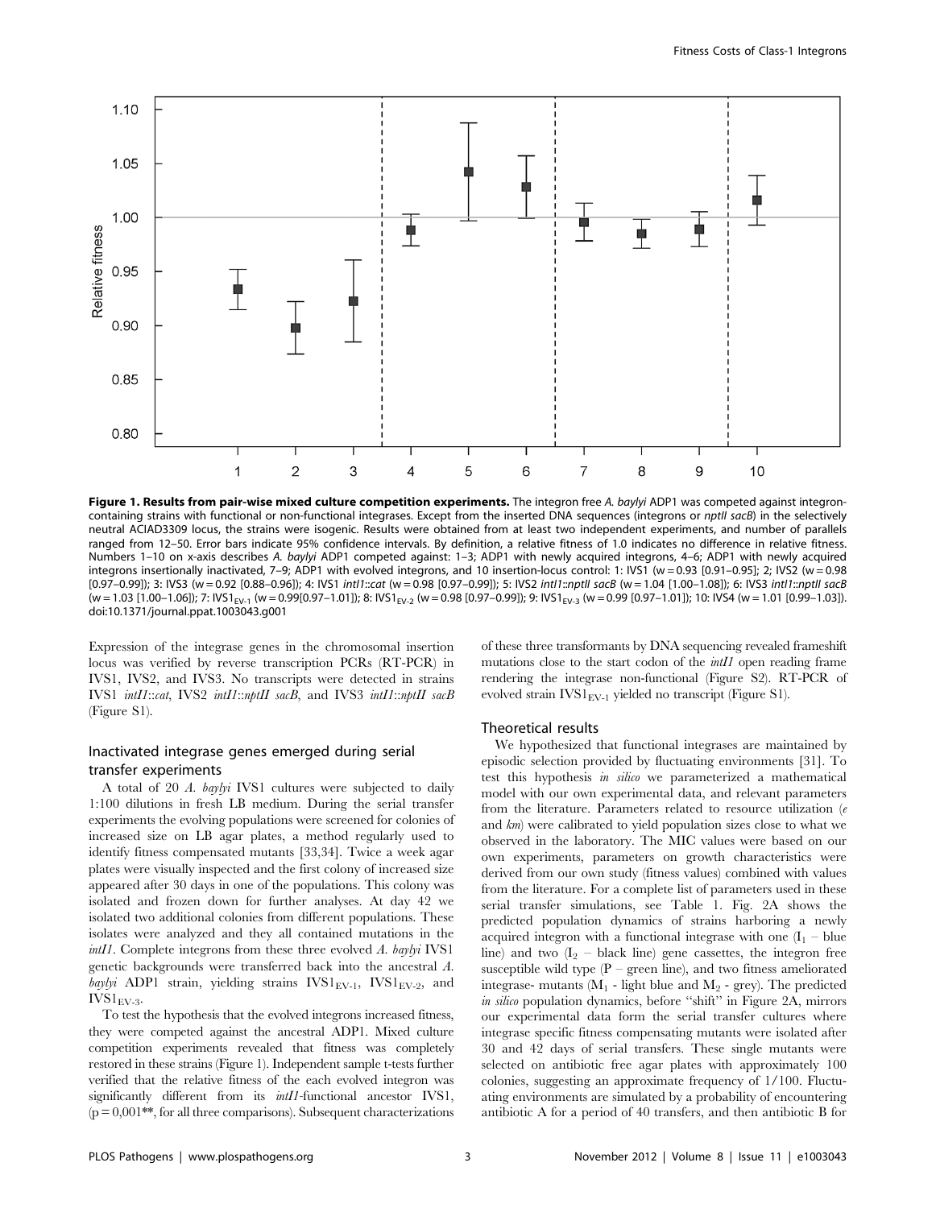**Figure 1. Results from pair-wise mixed culture competition experiments.** The integron free *A. baylyi* ADP1 was competed against integron-containing strains with functional or non-functional integrases. Except from the inserted DNA sequences (integrons or *nptII sacB*) in the selectively neutral ACIAD3309 locus, the strains were isogenic. Results were obtained from at least two independent experiments, and number of parallels ranged from 12–50. Error bars indicate 95% confidence intervals. By definition, a relative fitness of 1.0 indicates no difference in relative fitness. Numbers 1–10 on x-axis describes *A. baylyi* ADP1 competed against: 1–3; ADP1 with newly acquired integrons, 4–6; ADP1 with newly acquired integrons insertionally inactivated, 7–9; ADP1 with evolved integrons, and 10 insertion-locus control: 1: IVS1 (w = 0.93 [0.91–0.95]; 2; IVS2 (w = 0.98 [0.97–0.99]); 3: IVS3 (w = 0.92 [0.88–0.96]); 4: IVS1 *intI1::cat* (w = 0.98 [0.97–0.99]); 5: IVS2 *intI1::nptII sacB* (w = 1.04 [1.00–1.08]); 6: IVS3 *intI1::nptII sacB* (w = 1.03 [1.00–1.06]); 7: $IVS1_{EV-1}$ (w = 0.99[0.97–1.01]); 8: $IVS1_{EV-2}$ (w = 0.98 [0.97–0.99]); 9: $IVS1_{EV-3}$ (w = 0.99 [0.97–1.01]); 10: IVS4 (w = 1.01 [0.99–1.03]).
doi:10.1371/journal.ppat.1003043.g001

Expression of the integrase genes in the chromosomal insertion locus was verified by reverse transcription PCRs (RT-PCR) in IVS1, IVS2, and IVS3. No transcripts were detected in strains IVS1 *intI1::cat*, IVS2 *intI1::nptII sacB*, and IVS3 *intI1::nptII sacB* (Figure S1).

### Inactivated integrase genes emerged during serial transfer experiments

A total of 20 *A. baylyi* IVS1 cultures were subjected to daily 1:100 dilutions in fresh LB medium. During the serial transfer experiments the evolving populations were screened for colonies of increased size on LB agar plates, a method regularly used to identify fitness compensated mutants [33,34]. Twice a week agar plates were visually inspected and the first colony of increased size appeared after 30 days in one of the populations. This colony was isolated and frozen down for further analyses. At day 42 we isolated two additional colonies from different populations. These isolates were analyzed and they all contained mutations in the *intI1*. Complete integrons from these three evolved *A. baylyi* IVS1 genetic backgrounds were transferred back into the ancestral *A. baylyi* ADP1 strain, yielding strains $IVS1_{EV-1}$, $IVS1_{EV-2}$, and $IVS1_{EV-3}$.

To test the hypothesis that the evolved integrons increased fitness, they were competed against the ancestral ADP1. Mixed culture competition experiments revealed that fitness was completely restored in these strains (Figure 1). Independent sample t-tests further verified that the relative fitness of the each evolved integron was significantly different from its *intI1*-functional ancestor IVS1, ($p = 0,001$**, for all three comparisons). Subsequent characterizations of these three transformants by DNA sequencing revealed frameshift mutations close to the start codon of the *intI1* open reading frame rendering the integrase non-functional (Figure S2). RT-PCR of evolved strain $IVS1_{EV-1}$ yielded no transcript (Figure S1).

### Theoretical results

We hypothesized that functional integrases are maintained by episodic selection provided by fluctuating environments [31]. To test this hypothesis *in silico* we parameterized a mathematical model with our own experimental data, and relevant parameters from the literature. Parameters related to resource utilization (*e* and *km*) were calibrated to yield population sizes close to what we observed in the laboratory. The MIC values were based on our own experiments, parameters on growth characteristics were derived from our own study (fitness values) combined with values from the literature. For a complete list of parameters used in these serial transfer simulations, see Table 1. Fig. 2A shows the predicted population dynamics of strains harboring a newly acquired integron with a functional integrase with one ($I_1$ – blue line) and two ($I_2$ – black line) gene cassettes, the integron free susceptible wild type (P – green line), and two fitness ameliorated integrase- mutants ($M_1$ - light blue and $M_2$ - grey). The predicted *in silico* population dynamics, before "shift" in Figure 2A, mirrors our experimental data form the serial transfer cultures where integrase specific fitness compensating mutants were isolated after 30 and 42 days of serial transfers. These single mutants were selected on antibiotic free agar plates with approximately 100 colonies, suggesting an approximate frequency of 1/100. Fluctuating environments are simulated by a probability of encountering antibiotic A for a period of 40 transfers, and then antibiotic B for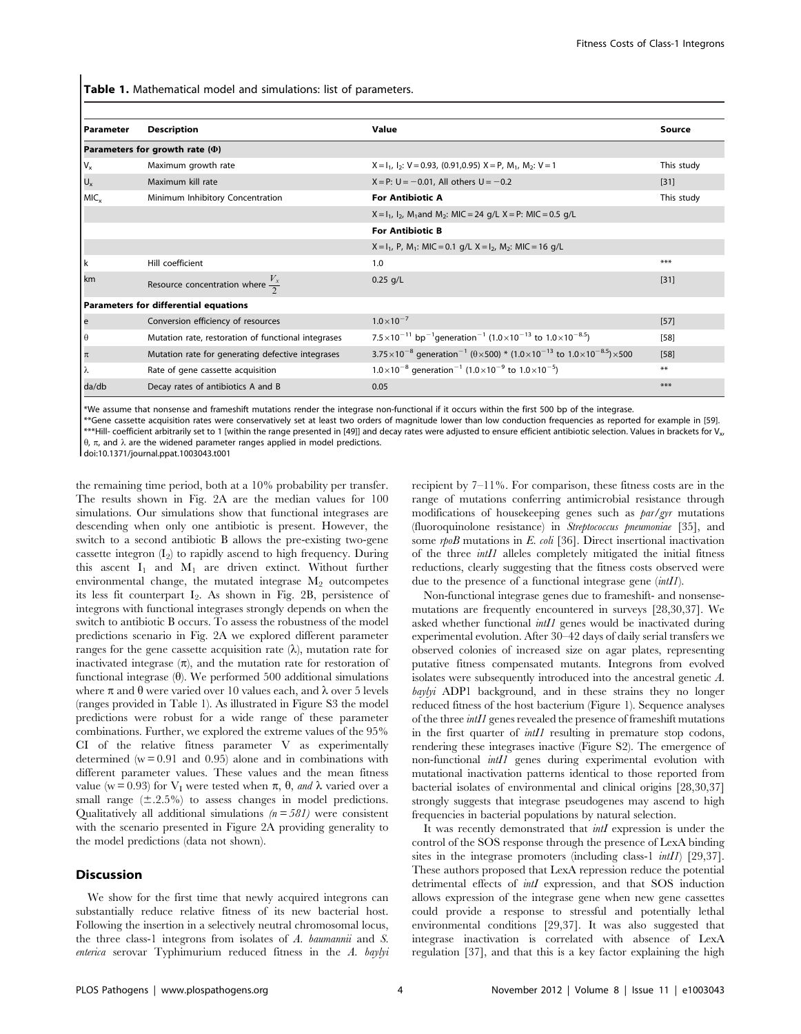**Table 1.** Mathematical model and simulations: list of parameters.

| Parameter | Description | Value | Source |
|---|---|---|---|
| **Parameters for growth rate (Φ)** | | | |
| $V_x$ | Maximum growth rate | $X = I_1, I_2$: V = 0.93, (0.91,0.95) $X = P, M_1, M_2$: V = 1 | This study |
| $U_x$ | Maximum kill rate | X = P: U = −0.01, All others U = −0.2 | [31] |
| $MIC_x$ | Minimum Inhibitory Concentration | **For Antibiotic A** | This study |
| | | $X = I_1, I_2, M_1$ and $M_2$: MIC = 24 g/L X = P: MIC = 0.5 g/L | |
| | | **For Antibiotic B** | |
| | | $X = I_1, P, M_1$: MIC = 0.1 g/L $X = I_2, M_2$: MIC = 16 g/L | |
| k | Hill coefficient | 1.0 | *** |
| km | Resource concentration where $\frac{V_x}{2}$ | 0.25 g/L | [31] |
| **Parameters for differential equations** | | | |
| e | Conversion efficiency of resources | $1.0 \times 10^{-7}$ | [57] |
| θ | Mutation rate, restoration of functional integrases | $7.5 \times 10^{-11}$ bp$^{-1}$generation$^{-1}$ ($1.0 \times 10^{-13}$ to $1.0 \times 10^{-8.5}$) | [58] |
| π | Mutation rate for generating defective integrases | $3.75 \times 10^{-8}$ generation$^{-1}$ (θ×500) * ($1.0 \times 10^{-13}$ to $1.0 \times 10^{-8.5}$)×500 | [58] |
| λ | Rate of gene cassette acquisition | $1.0 \times 10^{-8}$ generation$^{-1}$ ($1.0 \times 10^{-9}$ to $1.0 \times 10^{-5}$) | ** |
| da/db | Decay rates of antibiotics A and B | 0.05 | *** |

*We assume that nonsense and frameshift mutations render the integrase non-functional if it occurs within the first 500 bp of the integrase.
**Gene cassette acquisition rates were conservatively set at least two orders of magnitude lower than low conduction frequencies as reported for example in [59].
***Hill- coefficient arbitrarily set to 1 [within the range presented in [49]] and decay rates were adjusted to ensure efficient antibiotic selection. Values in brackets for $V_x$, θ, π, and λ are the widened parameter ranges applied in model predictions.
doi:10.1371/journal.ppat.1003043.t001

the remaining time period, both at a 10% probability per transfer. The results shown in Fig. 2A are the median values for 100 simulations. Our simulations show that functional integrases are descending when only one antibiotic is present. However, the switch to a second antibiotic B allows the pre-existing two-gene cassette integron ($I_2$) to rapidly ascend to high frequency. During this ascent $I_1$ and $M_1$ are driven extinct. Without further environmental change, the mutated integrase $M_2$ outcompetes its less fit counterpart $I_2$. As shown in Fig. 2B, persistence of integrons with functional integrases strongly depends on when the switch to antibiotic B occurs. To assess the robustness of the model predictions scenario in Fig. 2A we explored different parameter ranges for the gene cassette acquisition rate (λ), mutation rate for inactivated integrase (π), and the mutation rate for restoration of functional integrase (θ). We performed 500 additional simulations where π and θ were varied over 10 values each, and λ over 5 levels (ranges provided in Table 1). As illustrated in Figure S3 the model predictions were robust for a wide range of these parameter combinations. Further, we explored the extreme values of the 95% CI of the relative fitness parameter V as experimentally determined (w = 0.91 and 0.95) alone and in combinations with different parameter values. These values and the mean fitness value (w = 0.93) for $V_I$ were tested when π, θ, *and* λ varied over a small range (±.2.5%) to assess changes in model predictions. Qualitatively all additional simulations *(n = 581)* were consistent with the scenario presented in Figure 2A providing generality to the model predictions (data not shown).

## Discussion

We show for the first time that newly acquired integrons can substantially reduce relative fitness of its new bacterial host. Following the insertion in a selectively neutral chromosomal locus, the three class-1 integrons from isolates of *A. baumannii* and *S. enterica* serovar Typhimurium reduced fitness in the *A. baylyi* recipient by 7–11%. For comparison, these fitness costs are in the range of mutations conferring antimicrobial resistance through modifications of housekeeping genes such as *par/gyr* mutations (fluoroquinolone resistance) in *Streptococcus pneumoniae* [35], and some *rpoB* mutations in *E. coli* [36]. Direct insertional inactivation of the three *intI1* alleles completely mitigated the initial fitness reductions, clearly suggesting that the fitness costs observed were due to the presence of a functional integrase gene (*intI1*).

Non-functional integrase genes due to frameshift- and nonsense-mutations are frequently encountered in surveys [28,30,37]. We asked whether functional *intI1* genes would be inactivated during experimental evolution. After 30–42 days of daily serial transfers we observed colonies of increased size on agar plates, representing putative fitness compensated mutants. Integrons from evolved isolates were subsequently introduced into the ancestral genetic *A. baylyi* ADP1 background, and in these strains they no longer reduced fitness of the host bacterium (Figure 1). Sequence analyses of the three *intI1* genes revealed the presence of frameshift mutations in the first quarter of *intI1* resulting in premature stop codons, rendering these integrases inactive (Figure S2). The emergence of non-functional *intI1* genes during experimental evolution with mutational inactivation patterns identical to those reported from bacterial isolates of environmental and clinical origins [28,30,37] strongly suggests that integrase pseudogenes may ascend to high frequencies in bacterial populations by natural selection.

It was recently demonstrated that *intI* expression is under the control of the SOS response through the presence of LexA binding sites in the integrase promoters (including class-1 *intI1*) [29,37]. These authors proposed that LexA repression reduce the potential detrimental effects of *intI* expression, and that SOS induction allows expression of the integrase gene when new gene cassettes could provide a response to stressful and potentially lethal environmental conditions [29,37]. It was also suggested that integrase inactivation is correlated with absence of LexA regulation [37], and that this is a key factor explaining the high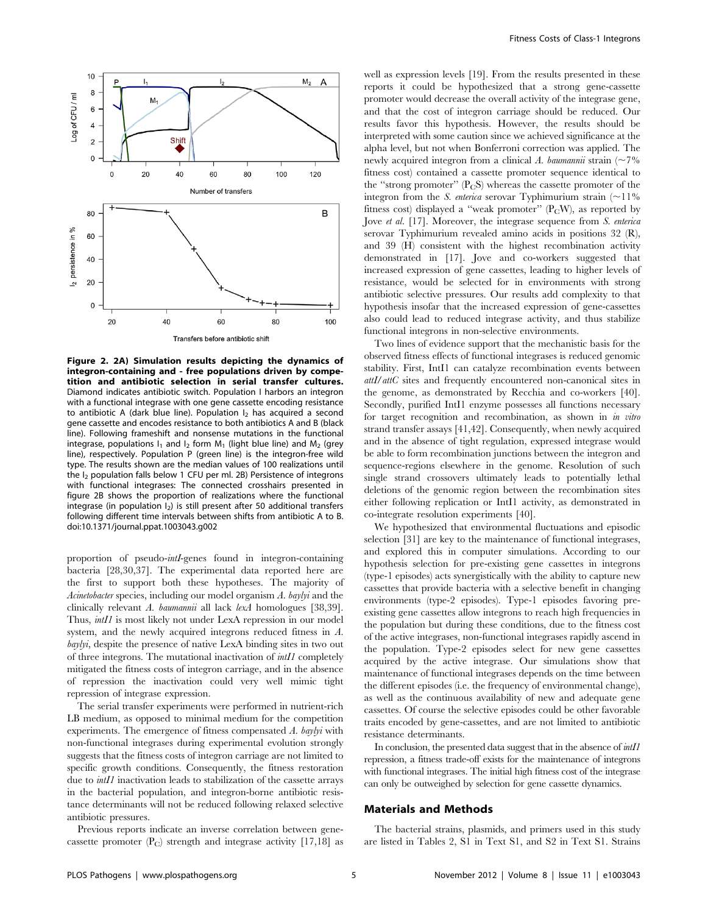**Figure 2. 2A) Simulation results depicting the dynamics of integron-containing and - free populations driven by competition and antibiotic selection in serial transfer cultures.** Diamond indicates antibiotic switch. Population I harbors an integron with a functional integrase with one gene cassette encoding resistance to antibiotic A (dark blue line). Population $I_2$ has acquired a second gene cassette and encodes resistance to both antibiotics A and B (black line). Following frameshift and nonsense mutations in the functional integrase, populations $I_1$ and $I_2$ form $M_1$ (light blue line) and $M_2$ (grey line), respectively. Population P (green line) is the integron-free wild type. The results shown are the median values of 100 realizations until the $I_2$ population falls below 1 CFU per ml. 2B) Persistence of integrons with functional integrases: The connected crosshairs presented in figure 2B shows the proportion of realizations where the functional integrase (in population $I_2$) is still present after 50 additional transfers following different time intervals between shifts from antibiotic A to B. doi:10.1371/journal.ppat.1003043.g002

proportion of pseudo-*intI*-genes found in integron-containing bacteria [28,30,37]. The experimental data reported here are the first to support both these hypotheses. The majority of *Acinetobacter* species, including our model organism *A. baylyi* and the clinically relevant *A. baumannii* all lack *lexA* homologues [38,39]. Thus, *intI1* is most likely not under LexA repression in our model system, and the newly acquired integrons reduced fitness in *A. baylyi*, despite the presence of native LexA binding sites in two out of three integrons. The mutational inactivation of *intI1* completely mitigated the fitness costs of integron carriage, and in the absence of repression the inactivation could very well mimic tight repression of integrase expression.

The serial transfer experiments were performed in nutrient-rich LB medium, as opposed to minimal medium for the competition experiments. The emergence of fitness compensated *A. baylyi* with non-functional integrases during experimental evolution strongly suggests that the fitness costs of integron carriage are not limited to specific growth conditions. Consequently, the fitness restoration due to *intI1* inactivation leads to stabilization of the cassette arrays in the bacterial population, and integron-borne antibiotic resistance determinants will not be reduced following relaxed selective antibiotic pressures.

Previous reports indicate an inverse correlation between gene-cassette promoter ($P_C$) strength and integrase activity [17,18] as well as expression levels [19]. From the results presented in these reports it could be hypothesized that a strong gene-cassette promoter would decrease the overall activity of the integrase gene, and that the cost of integron carriage should be reduced. Our results favor this hypothesis. However, the results should be interpreted with some caution since we achieved significance at the alpha level, but not when Bonferroni correction was applied. The newly acquired integron from a clinical *A. baumannii* strain (~7% fitness cost) contained a cassette promoter sequence identical to the "strong promoter" ($P_C$S) whereas the cassette promoter of the integron from the *S. enterica* serovar Typhimurium strain (~11% fitness cost) displayed a "weak promoter" ($P_C$W), as reported by Jove *et al.* [17]. Moreover, the integrase sequence from *S. enterica* serovar Typhimurium revealed amino acids in positions 32 (R), and 39 (H) consistent with the highest recombination activity demonstrated in [17]. Jove and co-workers suggested that increased expression of gene cassettes, leading to higher levels of resistance, would be selected for in environments with strong antibiotic selective pressures. Our results add complexity to that hypothesis insofar that the increased expression of gene-cassettes also could lead to reduced integrase activity, and thus stabilize functional integrons in non-selective environments.

Two lines of evidence support that the mechanistic basis for the observed fitness effects of functional integrases is reduced genomic stability. First, IntI1 can catalyze recombination events between *attI*/*attC* sites and frequently encountered non-canonical sites in the genome, as demonstrated by Recchia and co-workers [40]. Secondly, purified IntI1 enzyme possesses all functions necessary for target recognition and recombination, as shown in *in vitro* strand transfer assays [41,42]. Consequently, when newly acquired and in the absence of tight regulation, expressed integrase would be able to form recombination junctions between the integron and sequence-regions elsewhere in the genome. Resolution of such single strand crossovers ultimately leads to potentially lethal deletions of the genomic region between the recombination sites either following replication or IntI1 activity, as demonstrated in co-integrate resolution experiments [40].

We hypothesized that environmental fluctuations and episodic selection [31] are key to the maintenance of functional integrases, and explored this in computer simulations. According to our hypothesis selection for pre-existing gene cassettes in integrons (type-1 episodes) acts synergistically with the ability to capture new cassettes that provide bacteria with a selective benefit in changing environments (type-2 episodes). Type-1 episodes favoring pre-existing gene cassettes allow integrons to reach high frequencies in the population but during these conditions, due to the fitness cost of the active integrases, non-functional integrases rapidly ascend in the population. Type-2 episodes select for new gene cassettes acquired by the active integrase. Our simulations show that maintenance of functional integrases depends on the time between the different episodes (i.e. the frequency of environmental change), as well as the continuous availability of new and adequate gene cassettes. Of course the selective episodes could be other favorable traits encoded by gene-cassettes, and are not limited to antibiotic resistance determinants.

In conclusion, the presented data suggest that in the absence of *intI1* repression, a fitness trade-off exists for the maintenance of integrons with functional integrases. The initial high fitness cost of the integrase can only be outweighed by selection for gene cassette dynamics.

## Materials and Methods

The bacterial strains, plasmids, and primers used in this study are listed in Tables 2, S1 in Text S1, and S2 in Text S1. Strains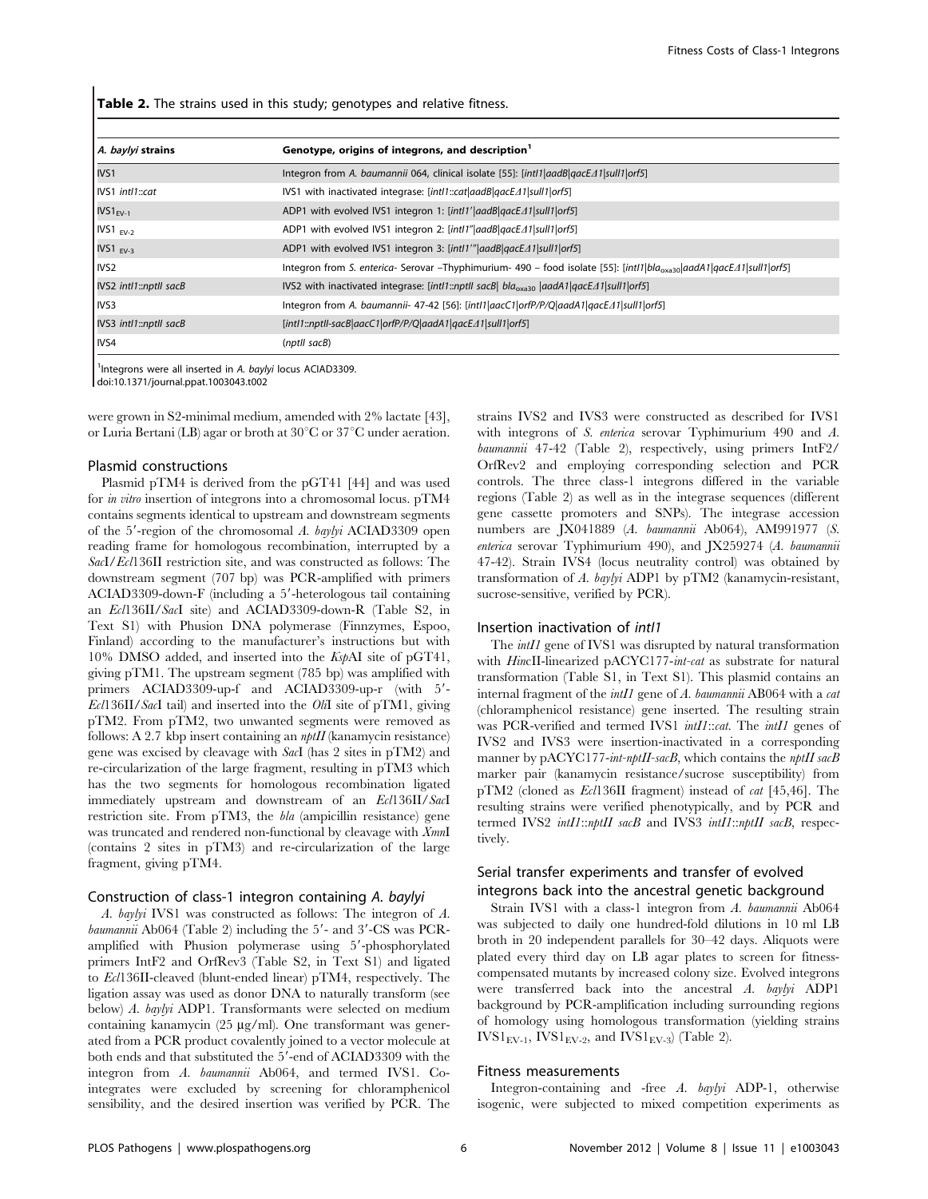**Table 2.** The strains used in this study; genotypes and relative fitness.

| *A. baylyi* strains | Genotype, origins of integrons, and description[1] |
|---|---|
| IVS1 | Integron from *A. baumannii* 064, clinical isolate [55]: [*intI1*\|*aadB*\|*qacEΔ1*\|*sulI1*\|*orf5*] |
| IVS1 *intI1::cat* | IVS1 with inactivated integrase: [*intI1::cat*\|*aadB*\|*qacEΔ1*\|*sulI1*\|*orf5*] |
| $IVS1_{EV-1}$ | ADP1 with evolved IVS1 integron 1: [*intI1′*\|*aadB*\|*qacEΔ1*\|*sulI1*\|*orf5*] |
| $IVS1_{EV-2}$ | ADP1 with evolved IVS1 integron 2: [*intI1″*\|*aadB*\|*qacEΔ1*\|*sulI1*\|*orf5*] |
| $IVS1_{EV-3}$ | ADP1 with evolved IVS1 integron 3: [*intI1‴*\|*aadB*\|*qacEΔ1*\|*sulI1*\|*orf5*] |
| IVS2 | Integron from *S. enterica*- Serovar –Thyphimurium- 490 – food isolate [55]: [*intI1*\|$bla_{oxa30}$\|*aadA1*\|*qacEΔ1*\|*sulI1*\|*orf5*] |
| IVS2 *intI1::nptII sacB* | IVS2 with inactivated integrase: [*intI1::nptII sacB*\| $bla_{oxa30}$ \|*aadA1*\|*qacEΔ1*\|*sulI1*\|*orf5*] |
| IVS3 | Integron from *A. baumannii*- 47-42 [56]: [*intI1*\|*aacC1*\|*orfP/P/Q*\|*aadA1*\|*qacEΔ1*\|*sulI1*\|*orf5*] |
| IVS3 *intI1::nptII sacB* | [*intI1::nptII-sacB*\|*aacC1*\|*orfP/P/Q*\|*aadA1*\|*qacEΔ1*\|*sulI1*\|*orf5*] |
| IVS4 | (*nptII sacB*) |

[1]Integrons were all inserted in *A. baylyi* locus ACIAD3309.
doi:10.1371/journal.ppat.1003043.t002

were grown in S2-minimal medium, amended with 2% lactate [43], or Luria Bertani (LB) agar or broth at 30°C or 37°C under aeration.

### Plasmid constructions

Plasmid pTM4 is derived from the pGT41 [44] and was used for *in vitro* insertion of integrons into a chromosomal locus. pTM4 contains segments identical to upstream and downstream segments of the 5′-region of the chromosomal *A. baylyi* ACIAD3309 open reading frame for homologous recombination, interrupted by a *Sac*I/*Ecl*136II restriction site, and was constructed as follows: The downstream segment (707 bp) was PCR-amplified with primers ACIAD3309-down-F (including a 5′-heterologous tail containing an *Ecl*136II/*Sac*I site) and ACIAD3309-down-R (Table S2, in Text S1) with Phusion DNA polymerase (Finnzymes, Espoo, Finland) according to the manufacturer's instructions but with 10% DMSO added, and inserted into the *Ksp*AI site of pGT41, giving pTM1. The upstream segment (785 bp) was amplified with primers ACIAD3309-up-f and ACIAD3309-up-r (with 5′-*Ecl*136II/*Sac*I tail) and inserted into the *Oli*I site of pTM1, giving pTM2. From pTM2, two unwanted segments were removed as follows: A 2.7 kbp insert containing an *nptII* (kanamycin resistance) gene was excised by cleavage with *Sac*I (has 2 sites in pTM2) and re-circularization of the large fragment, resulting in pTM3 which has the two segments for homologous recombination ligated immediately upstream and downstream of an *Ecl*136II/*Sac*I restriction site. From pTM3, the *bla* (ampicillin resistance) gene was truncated and rendered non-functional by cleavage with *Xmn*I (contains 2 sites in pTM3) and re-circularization of the large fragment, giving pTM4.

### Construction of class-1 integron containing *A. baylyi*

*A. baylyi* IVS1 was constructed as follows: The integron of *A. baumannii* Ab064 (Table 2) including the 5′- and 3′-CS was PCR-amplified with Phusion polymerase using 5′-phosphorylated primers IntF2 and OrfRev3 (Table S2, in Text S1) and ligated to *Ecl*136II-cleaved (blunt-ended linear) pTM4, respectively. The ligation assay was used as donor DNA to naturally transform (see below) *A. baylyi* ADP1. Transformants were selected on medium containing kanamycin (25 µg/ml). One transformant was generated from a PCR product covalently joined to a vector molecule at both ends and that substituted the 5′-end of ACIAD3309 with the integron from *A. baumannii* Ab064, and termed IVS1. Co-integrates were excluded by screening for chloramphenicol sensibility, and the desired insertion was verified by PCR. The strains IVS2 and IVS3 were constructed as described for IVS1 with integrons of *S. enterica* serovar Typhimurium 490 and *A. baumannii* 47-42 (Table 2), respectively, using primers IntF2/OrfRev2 and employing corresponding selection and PCR controls. The three class-1 integrons differed in the variable regions (Table 2) as well as in the integrase sequences (different gene cassette promoters and SNPs). The integrase accession numbers are JX041889 (*A. baumannii* Ab064), AM991977 (*S. enterica* serovar Typhimurium 490), and JX259274 (*A. baumannii* 47-42). Strain IVS4 (locus neutrality control) was obtained by transformation of *A. baylyi* ADP1 by pTM2 (kanamycin-resistant, sucrose-sensitive, verified by PCR).

### Insertion inactivation of *intI1*

The *intI1* gene of IVS1 was disrupted by natural transformation with *Hinc*II-linearized pACYC177-*int-cat* as substrate for natural transformation (Table S1, in Text S1). This plasmid contains an internal fragment of the *intI1* gene of *A. baumannii* AB064 with a *cat* (chloramphenicol resistance) gene inserted. The resulting strain was PCR-verified and termed IVS1 *intI1::cat*. The *intI1* genes of IVS2 and IVS3 were insertion-inactivated in a corresponding manner by pACYC177-*int-nptII-sacB*, which contains the *nptII sacB* marker pair (kanamycin resistance/sucrose susceptibility) from pTM2 (cloned as *Ecl*136II fragment) instead of *cat* [45,46]. The resulting strains were verified phenotypically, and by PCR and termed IVS2 *intI1::nptII sacB* and IVS3 *intI1::nptII sacB*, respectively.

### Serial transfer experiments and transfer of evolved integrons back into the ancestral genetic background

Strain IVS1 with a class-1 integron from *A. baumannii* Ab064 was subjected to daily one hundred-fold dilutions in 10 ml LB broth in 20 independent parallels for 30–42 days. Aliquots were plated every third day on LB agar plates to screen for fitness-compensated mutants by increased colony size. Evolved integrons were transferred back into the ancestral *A. baylyi* ADP1 background by PCR-amplification including surrounding regions of homology using homologous transformation (yielding strains $IVS1_{EV-1}$, $IVS1_{EV-2}$, and $IVS1_{EV-3}$) (Table 2).

### Fitness measurements

Integron-containing and -free *A. baylyi* ADP-1, otherwise isogenic, were subjected to mixed competition experiments as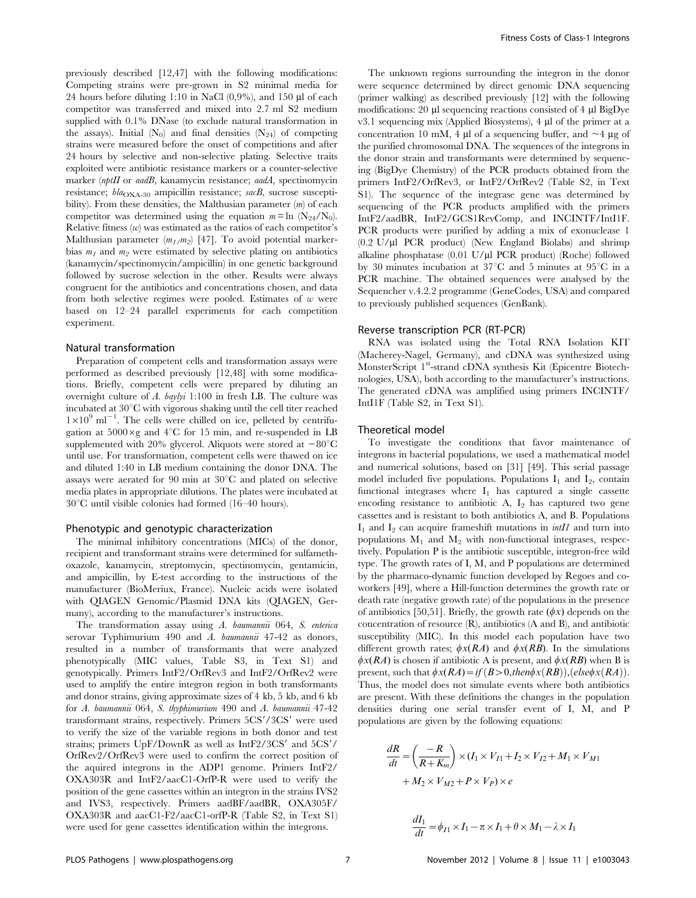previously described [12,47] with the following modifications: Competing strains were pre-grown in S2 minimal media for 24 hours before diluting 1:10 in NaCl (0,9%), and 150 µl of each competitor was transferred and mixed into 2.7 ml S2 medium supplied with 0.1% DNase (to exclude natural transformation in the assays). Initial ($N_0$) and final densities ($N_{24}$) of competing strains were measured before the onset of competitions and after 24 hours by selective and non-selective plating. Selective traits exploited were antibiotic resistance markers or a counter-selective marker (*nptII* or *aadB*, kanamycin resistance; *aadA*, spectinomycin resistance; $bla_{OXA\text{-}30}$ ampicillin resistance; *sacB*, sucrose susceptibility). From these densities, the Malthusian parameter ($m$) of each competitor was determined using the equation $m = \ln (N_{24}/N_0)$. Relative fitness ($w$) was estimated as the ratios of each competitor's Malthusian parameter ($m_1/m_2$) [47]. To avoid potential marker-bias $m_1$ and $m_2$ were estimated by selective plating on antibiotics (kanamycin/spectinomycin/ampicillin) in one genetic background followed by sucrose selection in the other. Results were always congruent for the antibiotics and concentrations chosen, and data from both selective regimes were pooled. Estimates of $w$ were based on 12–24 parallel experiments for each competition experiment.

### Natural transformation

Preparation of competent cells and transformation assays were performed as described previously [12,48] with some modifications. Briefly, competent cells were prepared by diluting an overnight culture of *A. baylyi* 1:100 in fresh LB. The culture was incubated at 30°C with vigorous shaking until the cell titer reached $1\times10^9$ ml$^{-1}$. The cells were chilled on ice, pelleted by centrifugation at 5000×g and 4°C for 15 min, and re-suspended in LB supplemented with 20% glycerol. Aliquots were stored at −80°C until use. For transformation, competent cells were thawed on ice and diluted 1:40 in LB medium containing the donor DNA. The assays were aerated for 90 min at 30°C and plated on selective media plates in appropriate dilutions. The plates were incubated at 30°C until visible colonies had formed (16–40 hours).

### Phenotypic and genotypic characterization

The minimal inhibitory concentrations (MICs) of the donor, recipient and transformant strains were determined for sulfamethoxazole, kanamycin, streptomycin, spectinomycin, gentamicin, and ampicillin, by E-test according to the instructions of the manufacturer (BioMeriux, France). Nucleic acids were isolated with QIAGEN Genomic/Plasmid DNA kits (QIAGEN, Germany), according to the manufacturer's instructions.

The transformation assay using *A. baumannii* 064, *S. enterica* serovar Typhimurium 490 and *A. baumannii* 47-42 as donors, resulted in a number of transformants that were analyzed phenotypically (MIC values, Table S3, in Text S1) and genotypically. Primers IntF2/OrfRev3 and IntF2/OrfRev2 were used to amplify the entire integron region in both transformants and donor strains, giving approximate sizes of 4 kb, 5 kb, and 6 kb for *A. baumannii* 064, *S. thyphimurium* 490 and *A. baumannii* 47-42 transformant strains, respectively. Primers 5CS′/3CS′ were used to verify the size of the variable regions in both donor and test strains; primers UpF/DownR as well as IntF2/3CS′ and 5CS′/OrfRev2/OrfRev3 were used to confirm the correct position of the aquired integrons in the ADP1 genome. Primers IntF2/OXA303R and IntF2/aacC1-OrfP-R were used to verify the position of the gene cassettes within an integron in the strains IVS2 and IVS3, respectively. Primers aadBF/aadBR, OXA305F/OXA303R and aacC1-F2/aacC1-orfP-R (Table S2, in Text S1) were used for gene cassettes identification within the integrons.

The unknown regions surrounding the integron in the donor were sequence determined by direct genomic DNA sequencing (primer walking) as described previously [12] with the following modifications: 20 µl sequencing reactions consisted of 4 µl BigDye v3.1 sequencing mix (Applied Biosystems), 4 µl of the primer at a concentration 10 mM, 4 µl of a sequencing buffer, and ~4 µg of the purified chromosomal DNA. The sequences of the integrons in the donor strain and transformants were determined by sequencing (BigDye Chemistry) of the PCR products obtained from the primers IntF2/OrfRev3, or IntF2/OrfRev2 (Table S2, in Text S1). The sequence of the integrase gene was determined by sequencing of the PCR products amplified with the primers IntF2/aadBR, IntF2/GCS1RevComp, and INCINTF/IntI1F. PCR products were purified by adding a mix of exonuclease 1 (0.2 U/µl PCR product) (New England Biolabs) and shrimp alkaline phosphatase (0.01 U/µl PCR product) (Roche) followed by 30 minutes incubation at 37°C and 5 minutes at 95°C in a PCR machine. The obtained sequences were analysed by the Sequencher v.4.2.2 programme (GeneCodes, USA) and compared to previously published sequences (GenBank).

### Reverse transcription PCR (RT-PCR)

RNA was isolated using the Total RNA Isolation KIT (Macherey-Nagel, Germany), and cDNA was synthesized using MonsterScript 1st-strand cDNA synthesis Kit (Epicentre Biotechnologies, USA), both according to the manufacturer's instructions. The generated cDNA was amplified using primers INCINTF/IntI1F (Table S2, in Text S1).

### Theoretical model

To investigate the conditions that favor maintenance of integrons in bacterial populations, we used a mathematical model and numerical solutions, based on [31] [49]. This serial passage model included five populations. Populations $I_1$ and $I_2$, contain functional integrases where $I_1$ has captured a single cassette encoding resistance to antibiotic A, $I_2$ has captured two gene cassettes and is resistant to both antibiotics A, and B. Populations $I_1$ and $I_2$ can acquire frameshift mutations in *intI1* and turn into populations $M_1$ and $M_2$ with non-functional integrases, respectively. Population P is the antibiotic susceptible, integron-free wild type. The growth rates of I, M, and P populations are determined by the pharmaco-dynamic function developed by Regoes and coworkers [49], where a Hill-function determines the growth rate or death rate (negative growth rate) of the populations in the presence of antibiotics [50,51]. Briefly, the growth rate ($\phi x$) depends on the concentration of resource (R), antibiotics (A and B), and antibiotic susceptibility (MIC). In this model each population have two different growth rates; $\phi x(RA)$ and $\phi x(RB)$. In the simulations $\phi x(RA)$ is chosen if antibiotic A is present, and $\phi x(RB)$ when B is present, such that $\phi x(RA) = if\,(B>0, then\,\phi x(RB)),(else\,\phi x(RA))$. Thus, the model does not simulate events where both antibiotics are present. With these definitions the changes in the population densities during one serial transfer event of I, M, and P populations are given by the following equations:

$$\frac{dR}{dt} = \left(\frac{-R}{R+K_m}\right) \times (I_1 \times V_{I1} + I_2 \times V_{I2} + M_1 \times V_{M1} + M_2 \times V_{M2} + P \times V_P) \times e$$

$$\frac{dI_1}{dt} = \phi_{I1} \times I_1 - \pi \times I_1 + \theta \times M_1 - \lambda \times I_1$$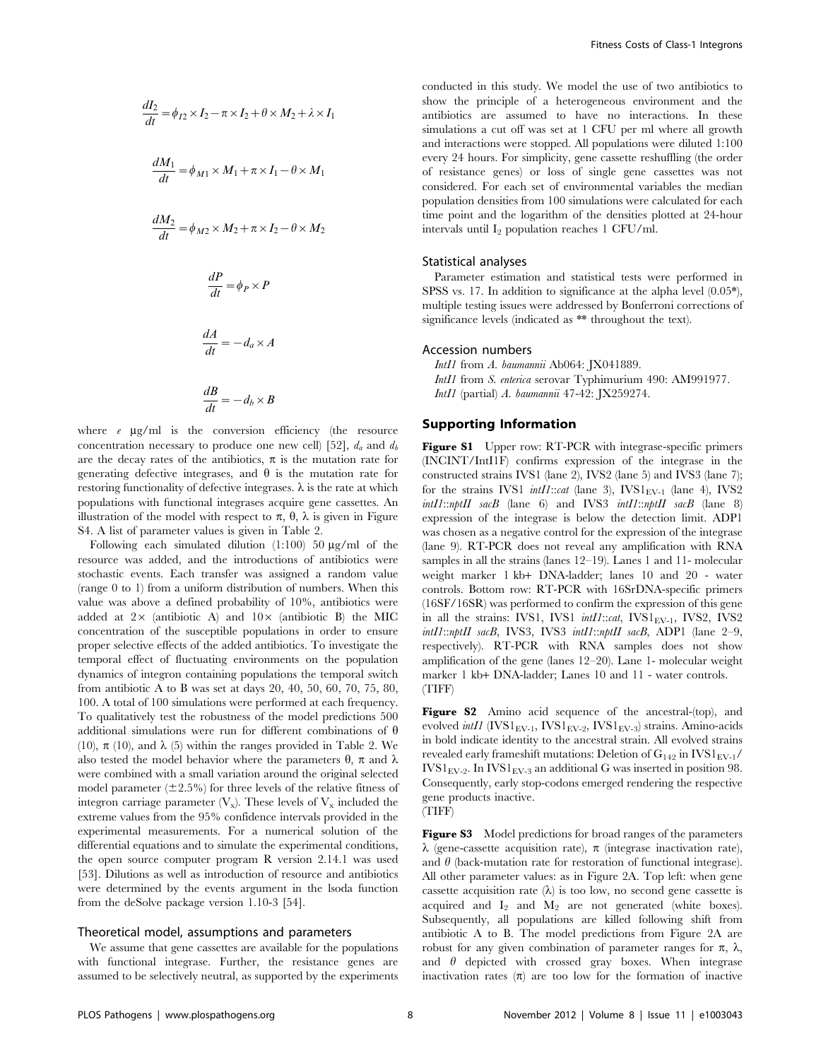$$\frac{dI_2}{dt} = \phi_{I2} \times I_2 - \pi \times I_2 + \theta \times M_2 + \lambda \times I_1$$

$$\frac{dM_1}{dt} = \phi_{M1} \times M_1 + \pi \times I_1 - \theta \times M_1$$

$$\frac{dM_2}{dt} = \phi_{M2} \times M_2 + \pi \times I_2 - \theta \times M_2$$

$$\frac{dP}{dt} = \phi_P \times P$$

$$\frac{dA}{dt} = -d_a \times A$$

$$\frac{dB}{dt} = -d_b \times B$$

where $e$ µg/ml is the conversion efficiency (the resource concentration necessary to produce one new cell) [52], $d_a$ and $d_b$ are the decay rates of the antibiotics, $\pi$ is the mutation rate for generating defective integrases, and $\theta$ is the mutation rate for restoring functionality of defective integrases. $\lambda$ is the rate at which populations with functional integrases acquire gene cassettes. An illustration of the model with respect to $\pi$, $\theta$, $\lambda$ is given in Figure S4. A list of parameter values is given in Table 2.

Following each simulated dilution (1:100) 50 µg/ml of the resource was added, and the introductions of antibiotics were stochastic events. Each transfer was assigned a random value (range 0 to 1) from a uniform distribution of numbers. When this value was above a defined probability of 10%, antibiotics were added at 2× (antibiotic A) and 10× (antibiotic B) the MIC concentration of the susceptible populations in order to ensure proper selective effects of the added antibiotics. To investigate the temporal effect of fluctuating environments on the population dynamics of integron containing populations the temporal switch from antibiotic A to B was set at days 20, 40, 50, 60, 70, 75, 80, 100. A total of 100 simulations were performed at each frequency. To qualitatively test the robustness of the model predictions 500 additional simulations were run for different combinations of $\theta$ (10), $\pi$ (10), and $\lambda$ (5) within the ranges provided in Table 2. We also tested the model behavior where the parameters $\theta$, $\pi$ and $\lambda$ were combined with a small variation around the original selected model parameter (±2.5%) for three levels of the relative fitness of integron carriage parameter ($V_x$). These levels of $V_x$ included the extreme values from the 95% confidence intervals provided in the experimental measurements. For a numerical solution of the differential equations and to simulate the experimental conditions, the open source computer program R version 2.14.1 was used [53]. Dilutions as well as introduction of resource and antibiotics were determined by the events argument in the lsoda function from the deSolve package version 1.10-3 [54].

### Theoretical model, assumptions and parameters

We assume that gene cassettes are available for the populations with functional integrase. Further, the resistance genes are assumed to be selectively neutral, as supported by the experiments conducted in this study. We model the use of two antibiotics to show the principle of a heterogeneous environment and the antibiotics are assumed to have no interactions. In these simulations a cut off was set at 1 CFU per ml where all growth and interactions were stopped. All populations were diluted 1:100 every 24 hours. For simplicity, gene cassette reshuffling (the order of resistance genes) or loss of single gene cassettes was not considered. For each set of environmental variables the median population densities from 100 simulations were calculated for each time point and the logarithm of the densities plotted at 24-hour intervals until $I_2$ population reaches 1 CFU/ml.

### Statistical analyses

Parameter estimation and statistical tests were performed in SPSS vs. 17. In addition to significance at the alpha level (0.05*), multiple testing issues were addressed by Bonferroni corrections of significance levels (indicated as ** throughout the text).

### Accession numbers

*IntI1* from *A. baumannii* Ab064: JX041889.
*IntI1* from *S. enterica* serovar Typhimurium 490: AM991977.
*IntI1* (partial) *A. baumannii* 47-42: JX259274.

## Supporting Information

**Figure S1** Upper row: RT-PCR with integrase-specific primers (INCINT/IntI1F) confirms expression of the integrase in the constructed strains IVS1 (lane 2), IVS2 (lane 5) and IVS3 (lane 7); for the strains IVS1 *intI1::cat* (lane 3), $IVS1_{EV-1}$ (lane 4), IVS2 *intI1::nptII sacB* (lane 6) and IVS3 *intI1::nptII sacB* (lane 8) expression of the integrase is below the detection limit. ADP1 was chosen as a negative control for the expression of the integrase (lane 9). RT-PCR does not reveal any amplification with RNA samples in all the strains (lanes 12–19). Lanes 1 and 11- molecular weight marker 1 kb+ DNA-ladder; lanes 10 and 20 - water controls. Bottom row: RT-PCR with 16SrDNA-specific primers (16SF/16SR) was performed to confirm the expression of this gene in all the strains: IVS1, IVS1 *intI1::cat*, $IVS1_{EV-1}$, IVS2, IVS2 *intI1::nptII sacB*, IVS3, IVS3 *intI1::nptII sacB*, ADP1 (lane 2–9, respectively). RT-PCR with RNA samples does not show amplification of the gene (lanes 12–20). Lane 1- molecular weight marker 1 kb+ DNA-ladder; Lanes 10 and 11 - water controls. (TIFF)

**Figure S2** Amino acid sequence of the ancestral-(top), and evolved *intI1* ($IVS1_{EV-1}$, $IVS1_{EV-2}$, $IVS1_{EV-3}$) strains. Amino-acids in bold indicate identity to the ancestral strain. All evolved strains revealed early frameshift mutations: Deletion of $G_{142}$ in $IVS1_{EV-1}$/$IVS1_{EV-2}$. In $IVS1_{EV-3}$ an additional G was inserted in position 98. Consequently, early stop-codons emerged rendering the respective gene products inactive.
(TIFF)

**Figure S3** Model predictions for broad ranges of the parameters $\lambda$ (gene-cassette acquisition rate), $\pi$ (integrase inactivation rate), and $\theta$ (back-mutation rate for restoration of functional integrase). All other parameter values: as in Figure 2A. Top left: when gene cassette acquisition rate ($\lambda$) is too low, no second gene cassette is acquired and $I_2$ and $M_2$ are not generated (white boxes). Subsequently, all populations are killed following shift from antibiotic A to B. The model predictions from Figure 2A are robust for any given combination of parameter ranges for $\pi$, $\lambda$, and $\theta$ depicted with crossed gray boxes. When integrase inactivation rates ($\pi$) are too low for the formation of inactive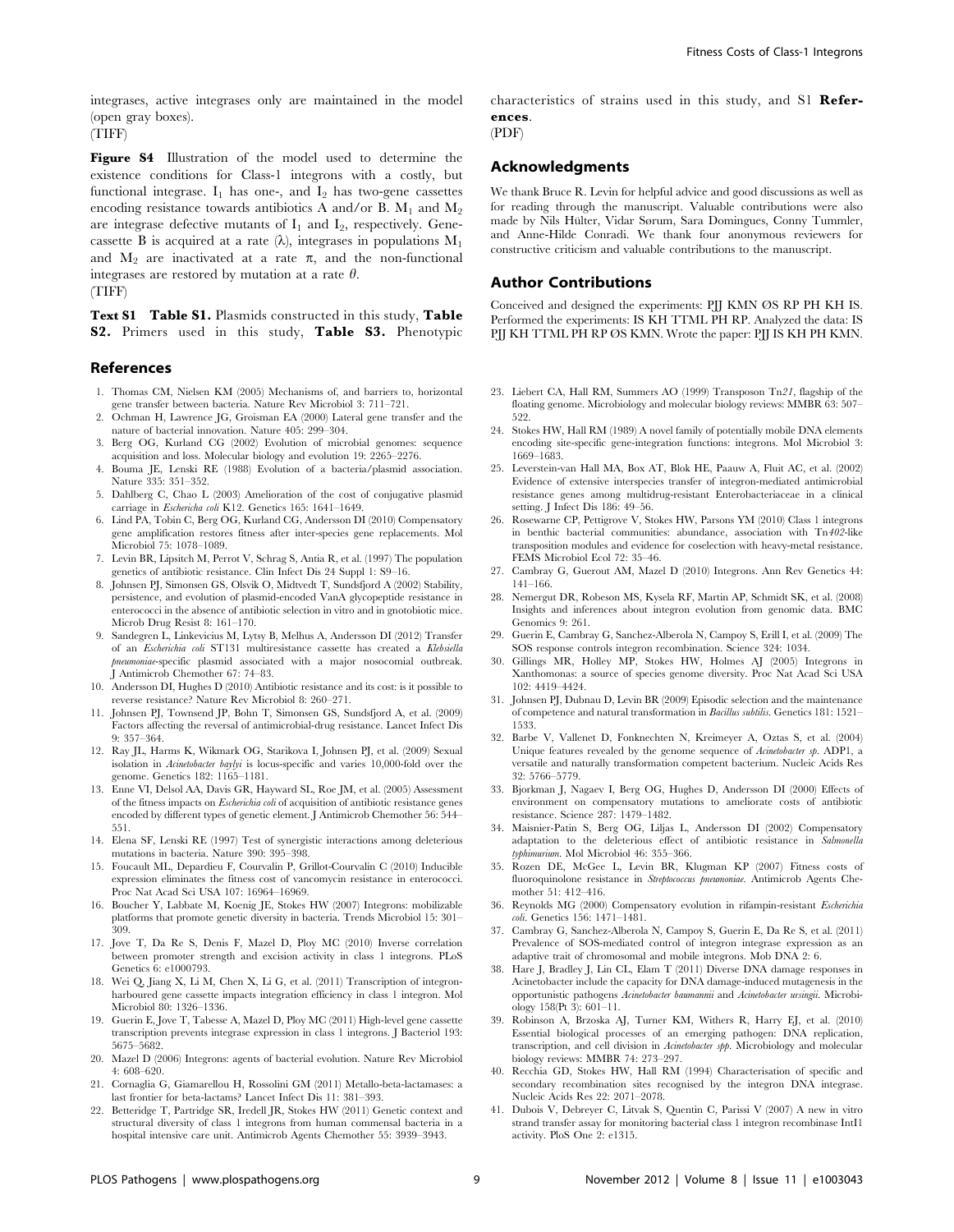integrases, active integrases only are maintained in the model (open gray boxes).
(TIFF)

**Figure S4** Illustration of the model used to determine the existence conditions for Class-1 integrons with a costly, but functional integrase. $I_1$ has one-, and $I_2$ has two-gene cassettes encoding resistance towards antibiotics A and/or B. $M_1$ and $M_2$ are integrase defective mutants of $I_1$ and $I_2$, respectively. Gene-cassette B is acquired at a rate ($\lambda$), integrases in populations $M_1$ and $M_2$ are inactivated at a rate $\pi$, and the non-functional integrases are restored by mutation at a rate $\theta$.
(TIFF)

**Text S1** **Table S1.** Plasmids constructed in this study, **Table S2.** Primers used in this study, **Table S3.** Phenotypic characteristics of strains used in this study, and S1 **References**.
(PDF)

## Acknowledgments

We thank Bruce R. Levin for helpful advice and good discussions as well as for reading through the manuscript. Valuable contributions were also made by Nils Hülter, Vidar Sørum, Sara Domingues, Conny Tummler, and Anne-Hilde Conradi. We thank four anonymous reviewers for constructive criticism and valuable contributions to the manuscript.

## Author Contributions

Conceived and designed the experiments: PJJ KMN ØS RP PH KH IS. Performed the experiments: IS KH TTML PH RP. Analyzed the data: IS PJJ KH TTML PH RP ØS KMN. Wrote the paper: PJJ IS KH PH KMN.

## References

1. Thomas CM, Nielsen KM (2005) Mechanisms of, and barriers to, horizontal gene transfer between bacteria. Nature Rev Microbiol 3: 711–721.
2. Ochman H, Lawrence JG, Groisman EA (2000) Lateral gene transfer and the nature of bacterial innovation. Nature 405: 299–304.
3. Berg OG, Kurland CG (2002) Evolution of microbial genomes: sequence acquisition and loss. Molecular biology and evolution 19: 2265–2276.
4. Bouma JE, Lenski RE (1988) Evolution of a bacteria/plasmid association. Nature 335: 351–352.
5. Dahlberg C, Chao L (2003) Amelioration of the cost of conjugative plasmid carriage in *Eschericha coli* K12. Genetics 165: 1641–1649.
6. Lind PA, Tobin C, Berg OG, Kurland CG, Andersson DI (2010) Compensatory gene amplification restores fitness after inter-species gene replacements. Mol Microbiol 75: 1078–1089.
7. Levin BR, Lipsitch M, Perrot V, Schrag S, Antia R, et al. (1997) The population genetics of antibiotic resistance. Clin Infect Dis 24 Suppl 1: S9–16.
8. Johnsen PJ, Simonsen GS, Olsvik O, Midtvedt T, Sundsfjord A (2002) Stability, persistence, and evolution of plasmid-encoded VanA glycopeptide resistance in enterococci in the absence of antibiotic selection in vitro and in gnotobiotic mice. Microb Drug Resist 8: 161–170.
9. Sandegren L, Linkevicius M, Lytsy B, Melhus A, Andersson DI (2012) Transfer of an *Escherichia coli* ST131 multiresistance cassette has created a *Klebsiella pneumoniae*-specific plasmid associated with a major nosocomial outbreak. J Antimicrob Chemother 67: 74–83.
10. Andersson DI, Hughes D (2010) Antibiotic resistance and its cost: is it possible to reverse resistance? Nature Rev Microbiol 8: 260–271.
11. Johnsen PJ, Townsend JP, Bohn T, Simonsen GS, Sundsfjord A, et al. (2009) Factors affecting the reversal of antimicrobial-drug resistance. Lancet Infect Dis 9: 357–364.
12. Ray JL, Harms K, Wikmark OG, Starikova I, Johnsen PJ, et al. (2009) Sexual isolation in *Acinetobacter baylyi* is locus-specific and varies 10,000-fold over the genome. Genetics 182: 1165–1181.
13. Enne VI, Delsol AA, Davis GR, Hayward SL, Roe JM, et al. (2005) Assessment of the fitness impacts on *Escherichia coli* of acquisition of antibiotic resistance genes encoded by different types of genetic element. J Antimicrob Chemother 56: 544–551.
14. Elena SF, Lenski RE (1997) Test of synergistic interactions among deleterious mutations in bacteria. Nature 390: 395–398.
15. Foucault ML, Depardieu F, Courvalin P, Grillot-Courvalin C (2010) Inducible expression eliminates the fitness cost of vancomycin resistance in enterococci. Proc Nat Acad Sci USA 107: 16964–16969.
16. Boucher Y, Labbate M, Koenig JE, Stokes HW (2007) Integrons: mobilizable platforms that promote genetic diversity in bacteria. Trends Microbiol 15: 301–309.
17. Jove T, Da Re S, Denis F, Mazel D, Ploy MC (2010) Inverse correlation between promoter strength and excision activity in class 1 integrons. PLoS Genetics 6: e1000793.
18. Wei Q, Jiang X, Li M, Chen X, Li G, et al. (2011) Transcription of integron-harboured gene cassette impacts integration efficiency in class 1 integron. Mol Microbiol 80: 1326–1336.
19. Guerin E, Jove T, Tabesse A, Mazel D, Ploy MC (2011) High-level gene cassette transcription prevents integrase expression in class 1 integrons. J Bacteriol 193: 5675–5682.
20. Mazel D (2006) Integrons: agents of bacterial evolution. Nature Rev Microbiol 4: 608–620.
21. Cornaglia G, Giamarellou H, Rossolini GM (2011) Metallo-beta-lactamases: a last frontier for beta-lactams? Lancet Infect Dis 11: 381–393.
22. Betteridge T, Partridge SR, Iredell JR, Stokes HW (2011) Genetic context and structural diversity of class 1 integrons from human commensal bacteria in a hospital intensive care unit. Antimicrob Agents Chemother 55: 3939–3943.
23. Liebert CA, Hall RM, Summers AO (1999) Transposon Tn*21*, flagship of the floating genome. Microbiology and molecular biology reviews: MMBR 63: 507–522.
24. Stokes HW, Hall RM (1989) A novel family of potentially mobile DNA elements encoding site-specific gene-integration functions: integrons. Mol Microbiol 3: 1669–1683.
25. Leverstein-van Hall MA, Box AT, Blok HE, Paauw A, Fluit AC, et al. (2002) Evidence of extensive interspecies transfer of integron-mediated antimicrobial resistance genes among multidrug-resistant Enterobacteriaceae in a clinical setting. J Infect Dis 186: 49–56.
26. Rosewarne CP, Pettigrove V, Stokes HW, Parsons YM (2010) Class 1 integrons in benthic bacterial communities: abundance, association with Tn*402*-like transposition modules and evidence for coselection with heavy-metal resistance. FEMS Microbiol Ecol 72: 35–46.
27. Cambray G, Guerout AM, Mazel D (2010) Integrons. Ann Rev Genetics 44: 141–166.
28. Nemergut DR, Robeson MS, Kysela RF, Martin AP, Schmidt SK, et al. (2008) Insights and inferences about integron evolution from genomic data. BMC Genomics 9: 261.
29. Guerin E, Cambray G, Sanchez-Alberola N, Campoy S, Erill I, et al. (2009) The SOS response controls integron recombination. Science 324: 1034.
30. Gillings MR, Holley MP, Stokes HW, Holmes AJ (2005) Integrons in Xanthomonas: a source of species genome diversity. Proc Nat Acad Sci USA 102: 4419–4424.
31. Johnsen PJ, Dubnau D, Levin BR (2009) Episodic selection and the maintenance of competence and natural transformation in *Bacillus subtilis*. Genetics 181: 1521–1533.
32. Barbe V, Vallenet D, Fonknechten N, Kreimeyer A, Oztas S, et al. (2004) Unique features revealed by the genome sequence of *Acinetobacter sp*. ADP1, a versatile and naturally transformation competent bacterium. Nucleic Acids Res 32: 5766–5779.
33. Bjorkman J, Nagaev I, Berg OG, Hughes D, Andersson DI (2000) Effects of environment on compensatory mutations to ameliorate costs of antibiotic resistance. Science 287: 1479–1482.
34. Maisnier-Patin S, Berg OG, Liljas L, Andersson DI (2002) Compensatory adaptation to the deleterious effect of antibiotic resistance in *Salmonella typhimurium*. Mol Microbiol 46: 355–366.
35. Rozen DE, McGee L, Levin BR, Klugman KP (2007) Fitness costs of fluoroquinolone resistance in *Streptococcus pneumoniae*. Antimicrob Agents Chemother 51: 412–416.
36. Reynolds MG (2000) Compensatory evolution in rifampin-resistant *Escherichia coli*. Genetics 156: 1471–1481.
37. Cambray G, Sanchez-Alberola N, Campoy S, Guerin E, Da Re S, et al. (2011) Prevalence of SOS-mediated control of integron integrase expression as an adaptive trait of chromosomal and mobile integrons. Mob DNA 2: 6.
38. Hare J, Bradley J, Lin CL, Elam T (2011) Diverse DNA damage responses in Acinetobacter include the capacity for DNA damage-induced mutagenesis in the opportunistic pathogens *Acinetobacter baumannii* and *Acinetobacter ursingii*. Microbiology 158(Pt 3): 601–11.
39. Robinson A, Brzoska AJ, Turner KM, Withers R, Harry EJ, et al. (2010) Essential biological processes of an emerging pathogen: DNA replication, transcription, and cell division in *Acinetobacter spp*. Microbiology and molecular biology reviews: MMBR 74: 273–297.
40. Recchia GD, Stokes HW, Hall RM (1994) Characterisation of specific and secondary recombination sites recognised by the integron DNA integrase. Nucleic Acids Res 22: 2071–2078.
41. Dubois V, Debreyer C, Litvak S, Quentin C, Parissi V (2007) A new in vitro strand transfer assay for monitoring bacterial class 1 integron recombinase IntI1 activity. PloS One 2: e1315.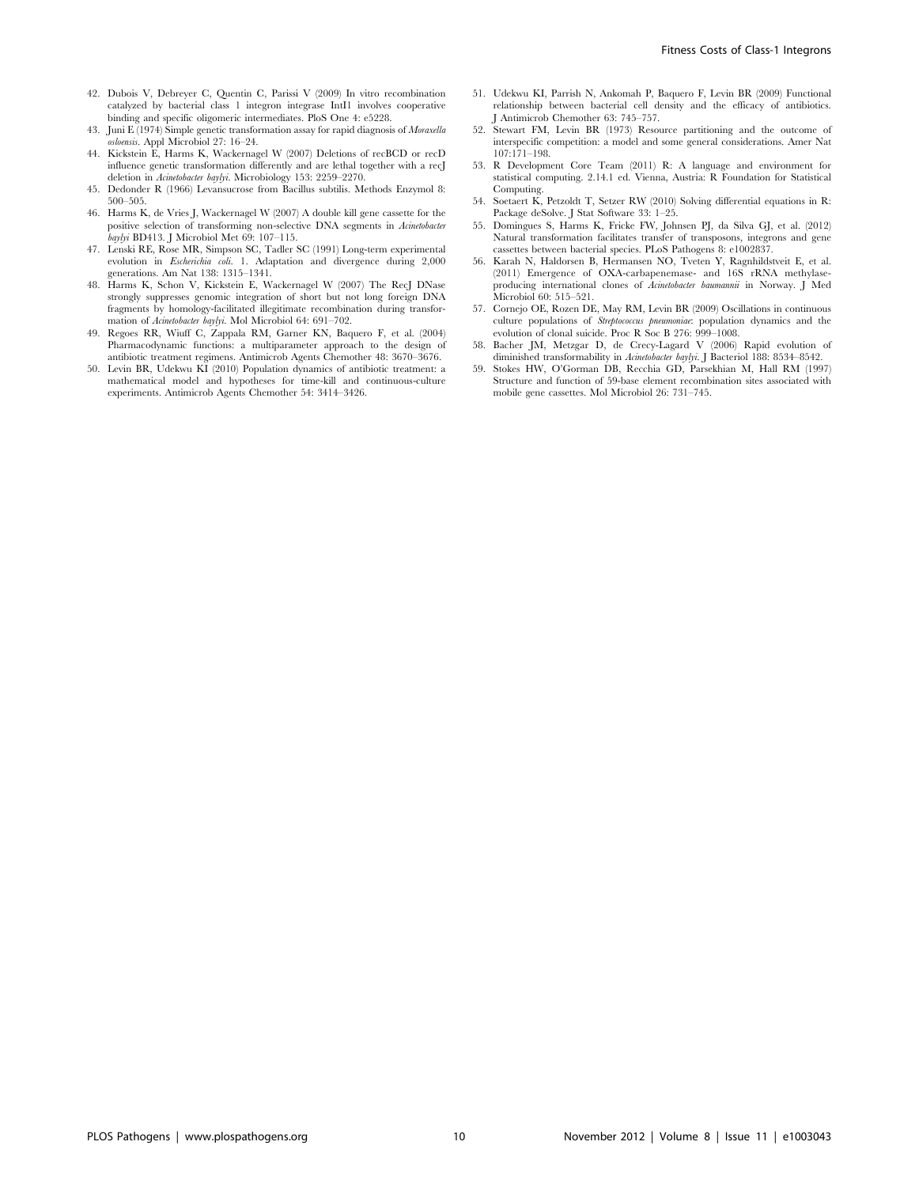42. Dubois V, Debreyer C, Quentin C, Parissi V (2009) In vitro recombination catalyzed by bacterial class 1 integron integrase IntI1 involves cooperative binding and specific oligomeric intermediates. PloS One 4: e5228.
43. Juni E (1974) Simple genetic transformation assay for rapid diagnosis of *Moraxella osloensis*. Appl Microbiol 27: 16–24.
44. Kickstein E, Harms K, Wackernagel W (2007) Deletions of recBCD or recD influence genetic transformation differently and are lethal together with a recJ deletion in *Acinetobacter baylyi*. Microbiology 153: 2259–2270.
45. Dedonder R (1966) Levansucrose from Bacillus subtilis. Methods Enzymol 8: 500–505.
46. Harms K, de Vries J, Wackernagel W (2007) A double kill gene cassette for the positive selection of transforming non-selective DNA segments in *Acinetobacter baylyi* BD413. J Microbiol Met 69: 107–115.
47. Lenski RE, Rose MR, Simpson SC, Tadler SC (1991) Long-term experimental evolution in *Escherichia coli*. 1. Adaptation and divergence during 2,000 generations. Am Nat 138: 1315–1341.
48. Harms K, Schon V, Kickstein E, Wackernagel W (2007) The RecJ DNase strongly suppresses genomic integration of short but not long foreign DNA fragments by homology-facilitated illegitimate recombination during transformation of *Acinetobacter baylyi*. Mol Microbiol 64: 691–702.
49. Regoes RR, Wiuff C, Zappala RM, Garner KN, Baquero F, et al. (2004) Pharmacodynamic functions: a multiparameter approach to the design of antibiotic treatment regimens. Antimicrob Agents Chemother 48: 3670–3676.
50. Levin BR, Udekwu KI (2010) Population dynamics of antibiotic treatment: a mathematical model and hypotheses for time-kill and continuous-culture experiments. Antimicrob Agents Chemother 54: 3414–3426.
51. Udekwu KI, Parrish N, Ankomah P, Baquero F, Levin BR (2009) Functional relationship between bacterial cell density and the efficacy of antibiotics. J Antimicrob Chemother 63: 745–757.
52. Stewart FM, Levin BR (1973) Resource partitioning and the outcome of interspecific competition: a model and some general considerations. Amer Nat 107:171–198.
53. R Development Core Team (2011) R: A language and environment for statistical computing. 2.14.1 ed. Vienna, Austria: R Foundation for Statistical Computing.
54. Soetaert K, Petzoldt T, Setzer RW (2010) Solving differential equations in R: Package deSolve. J Stat Software 33: 1–25.
55. Domingues S, Harms K, Fricke FW, Johnsen PJ, da Silva GJ, et al. (2012) Natural transformation facilitates transfer of transposons, integrons and gene cassettes between bacterial species. PLoS Pathogens 8: e1002837.
56. Karah N, Haldorsen B, Hermansen NO, Tveten Y, Ragnhildstveit E, et al. (2011) Emergence of OXA-carbapenemase- and 16S rRNA methylase-producing international clones of *Acinetobacter baumannii* in Norway. J Med Microbiol 60: 515–521.
57. Cornejo OE, Rozen DE, May RM, Levin BR (2009) Oscillations in continuous culture populations of *Streptococcus pneumoniae*: population dynamics and the evolution of clonal suicide. Proc R Soc B 276: 999–1008.
58. Bacher JM, Metzgar D, de Crecy-Lagard V (2006) Rapid evolution of diminished transformability in *Acinetobacter baylyi*. J Bacteriol 188: 8534–8542.
59. Stokes HW, O'Gorman DB, Recchia GD, Parsekhian M, Hall RM (1997) Structure and function of 59-base element recombination sites associated with mobile gene cassettes. Mol Microbiol 26: 731–745.